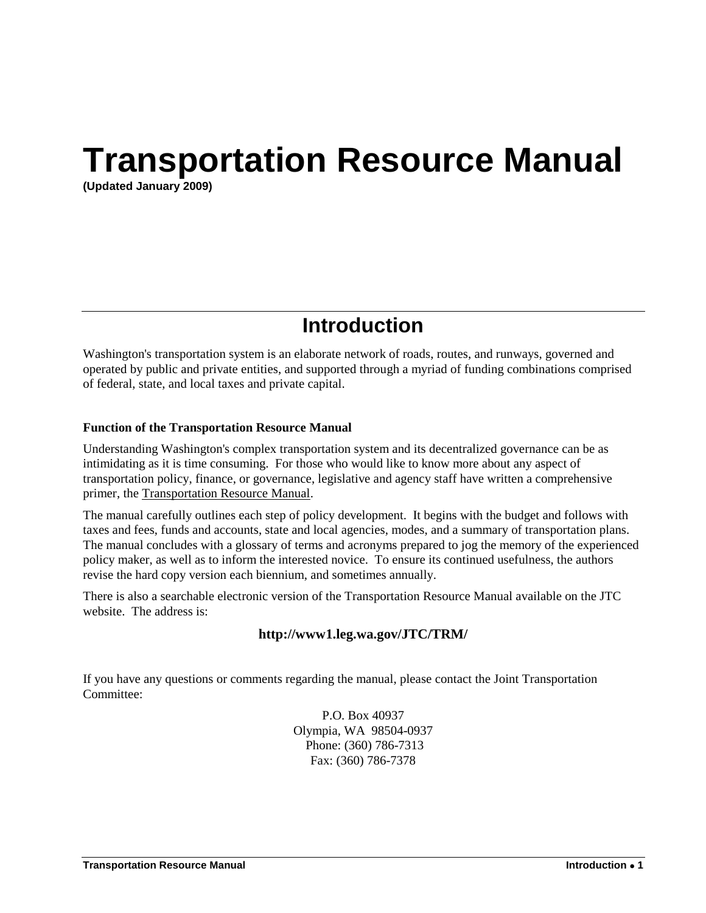# Transportation Resource Manual

**(Updated January 2009)**

## Introduction

Washington's transportation system is an elaborate network of roads, routes, and runways, governed and operated by public and private entities, and supported through a myriad of funding combinations comprised of federal, state, and local taxes and private capital.

### Function of the Transportation Resource Manual

Understanding Washington's complex transportation system and its decentralized governance can be as intimidating as it is time consuming. For those who would like to know more about any aspect of transportation policy, finance, or governance, legislative and agency staff have written a comprehensive primer, the Transportation Resource Manual.

The manual carefully outlines each step of policy development. It begins with the budget and follows with taxes and fees, funds and accounts, state and local agencies, modes, and a summary of transportation plans. The manual concludes with a glossary of terms and acronyms prepared to jog the memory of the experienced policy maker, as well as to inform the interested novice. To ensure its continued usefulness, the authors revise the hard copy version each biennium, and sometimes annually.

There is also a searchable electronic version of the Transportation Resource Manual available on the JTC website. The address is:

**http://www1.leg.wa.gov/JTC/TRM/**

If you have any questions or comments regarding the manual, please contact the Joint Transportation Committee:

P.O. Box 40937
Olympia, WA 98504-0937
Phone: (360) 786-7313
Fax: (360) 786-7378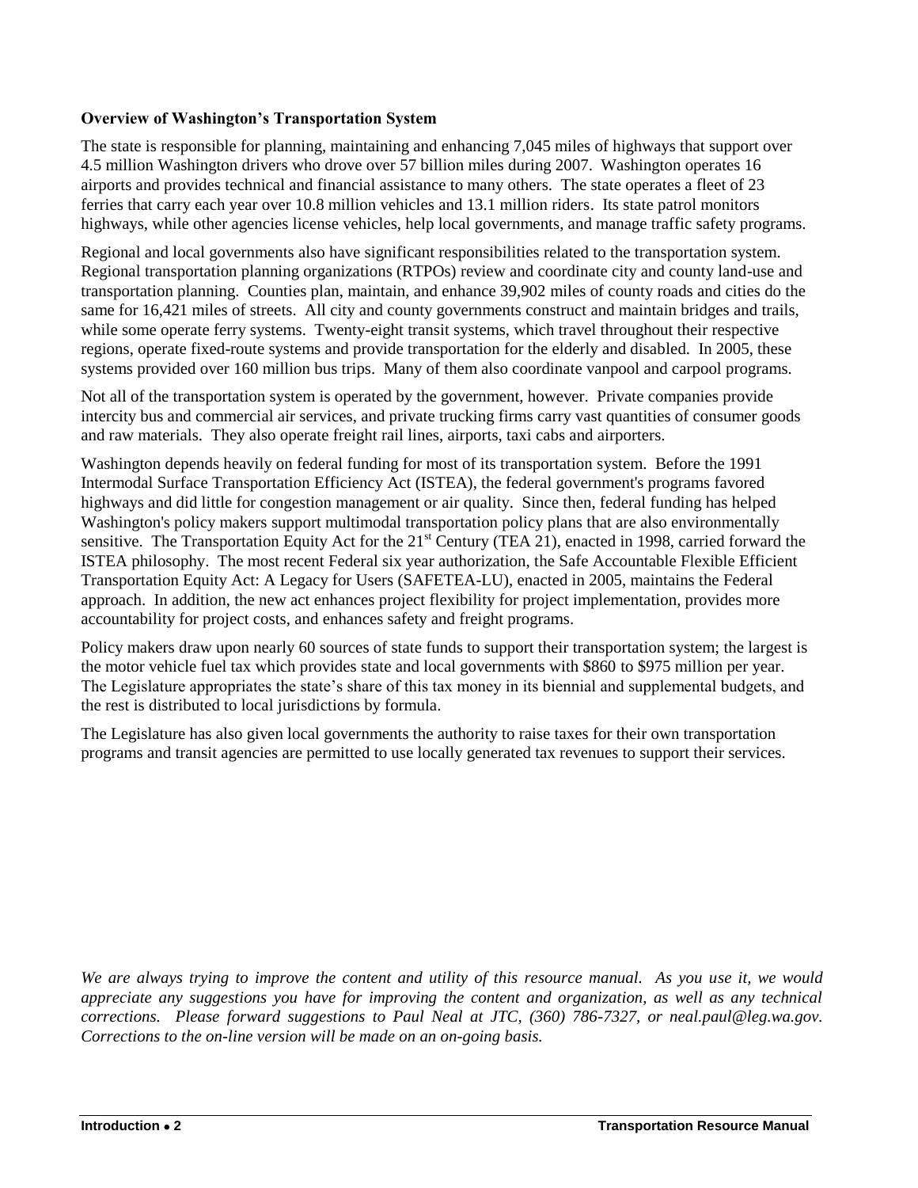**Overview of Washington's Transportation System**

The state is responsible for planning, maintaining and enhancing 7,045 miles of highways that support over 4.5 million Washington drivers who drove over 57 billion miles during 2007. Washington operates 16 airports and provides technical and financial assistance to many others. The state operates a fleet of 23 ferries that carry each year over 10.8 million vehicles and 13.1 million riders. Its state patrol monitors highways, while other agencies license vehicles, help local governments, and manage traffic safety programs.

Regional and local governments also have significant responsibilities related to the transportation system. Regional transportation planning organizations (RTPOs) review and coordinate city and county land-use and transportation planning. Counties plan, maintain, and enhance 39,902 miles of county roads and cities do the same for 16,421 miles of streets. All city and county governments construct and maintain bridges and trails, while some operate ferry systems. Twenty-eight transit systems, which travel throughout their respective regions, operate fixed-route systems and provide transportation for the elderly and disabled. In 2005, these systems provided over 160 million bus trips. Many of them also coordinate vanpool and carpool programs.

Not all of the transportation system is operated by the government, however. Private companies provide intercity bus and commercial air services, and private trucking firms carry vast quantities of consumer goods and raw materials. They also operate freight rail lines, airports, taxi cabs and airporters.

Washington depends heavily on federal funding for most of its transportation system. Before the 1991 Intermodal Surface Transportation Efficiency Act (ISTEA), the federal government's programs favored highways and did little for congestion management or air quality. Since then, federal funding has helped Washington's policy makers support multimodal transportation policy plans that are also environmentally sensitive. The Transportation Equity Act for the 21st Century (TEA 21), enacted in 1998, carried forward the ISTEA philosophy. The most recent Federal six year authorization, the Safe Accountable Flexible Efficient Transportation Equity Act: A Legacy for Users (SAFETEA-LU), enacted in 2005, maintains the Federal approach. In addition, the new act enhances project flexibility for project implementation, provides more accountability for project costs, and enhances safety and freight programs.

Policy makers draw upon nearly 60 sources of state funds to support their transportation system; the largest is the motor vehicle fuel tax which provides state and local governments with $860 to $975 million per year. The Legislature appropriates the state's share of this tax money in its biennial and supplemental budgets, and the rest is distributed to local jurisdictions by formula.

The Legislature has also given local governments the authority to raise taxes for their own transportation programs and transit agencies are permitted to use locally generated tax revenues to support their services.

*We are always trying to improve the content and utility of this resource manual. As you use it, we would appreciate any suggestions you have for improving the content and organization, as well as any technical corrections. Please forward suggestions to Paul Neal at JTC, (360) 786-7327, or neal.paul@leg.wa.gov. Corrections to the on-line version will be made on an on-going basis.*